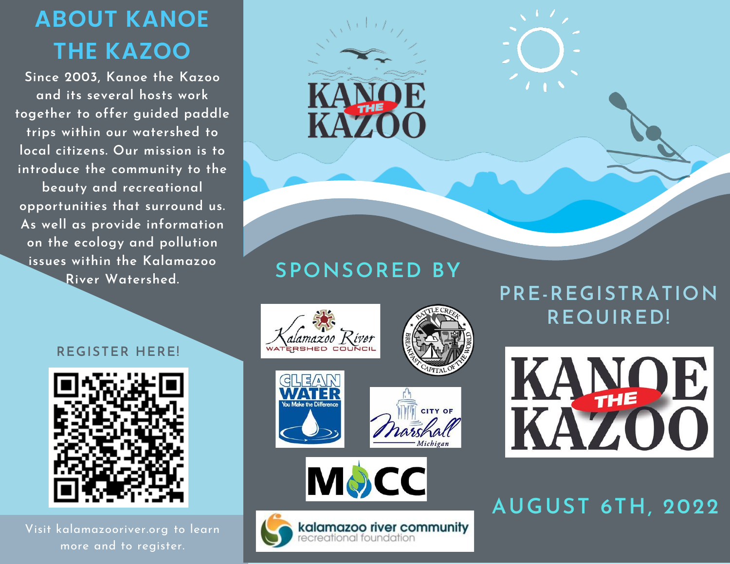# ABOUT KANOE THE KAZOO

Since 2003, Kanoe the Kazoo and its several hosts work together to offer guided paddle trips within our watershed to local citizens. Our mission is to introduce the community to the beauty and recreational opportunities that surround us. As well as provide information on the ecology and pollution issues within the Kalamazoo River Watershed.

## REGISTER HERE!

Visit kalamazooriver.org to learn more and to register.

# KANOE THE KAZOO

## SPONSORED BY

- Kalamazoo River Watershed Council
- Battle Creek — Breakfast Capital of the World
- Clean Water — You Make the Difference
- City of Marshall Michigan
- MCC
- kalamazoo river community recreational foundation

## PRE-REGISTRATION REQUIRED!

# KANOE THE KAZOO

## AUGUST 6TH, 2022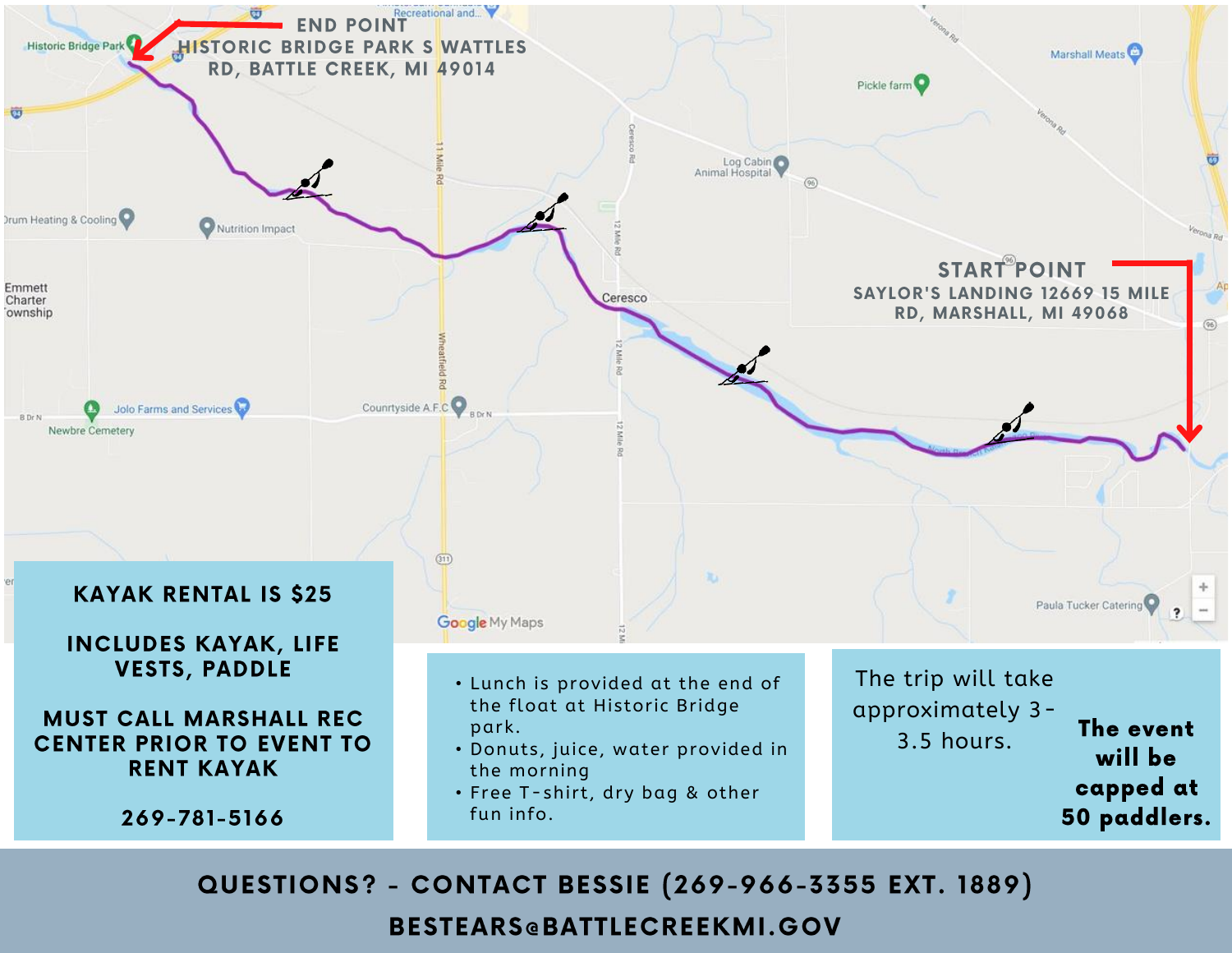END POINT
HISTORIC BRIDGE PARK S WATTLES RD, BATTLE CREEK, MI 49014

START POINT
SAYLOR'S LANDING 12669 15 MILE RD, MARSHALL, MI 49068

Historic Bridge Park

Pickle farm

Marshall Meats

Log Cabin Animal Hospital

Drum Heating & Cooling

Nutrition Impact

Emmett Charter Township

Ceresco

Jolo Farms and Services

Newbre Cemetery

Countryside A.F.C

Paula Tucker Catering

11 Mile Rd

Wheatfield Rd

12 Mile Rd

Ceresco Rd

Verona Rd

B Dr N

Google My Maps

**KAYAK RENTAL IS $25**

**INCLUDES KAYAK, LIFE VESTS, PADDLE**

**MUST CALL MARSHALL REC CENTER PRIOR TO EVENT TO RENT KAYAK**

**269-781-5166**

- Lunch is provided at the end of the float at Historic Bridge park.
- Donuts, juice, water provided in the morning
- Free T-shirt, dry bag & other fun info.

The trip will take approximately 3-3.5 hours.

**The event will be capped at 50 paddlers.**

**QUESTIONS? - CONTACT BESSIE (269-966-3355 EXT. 1889)**
**BESTEARS@BATTLECREEKMI.GOV**